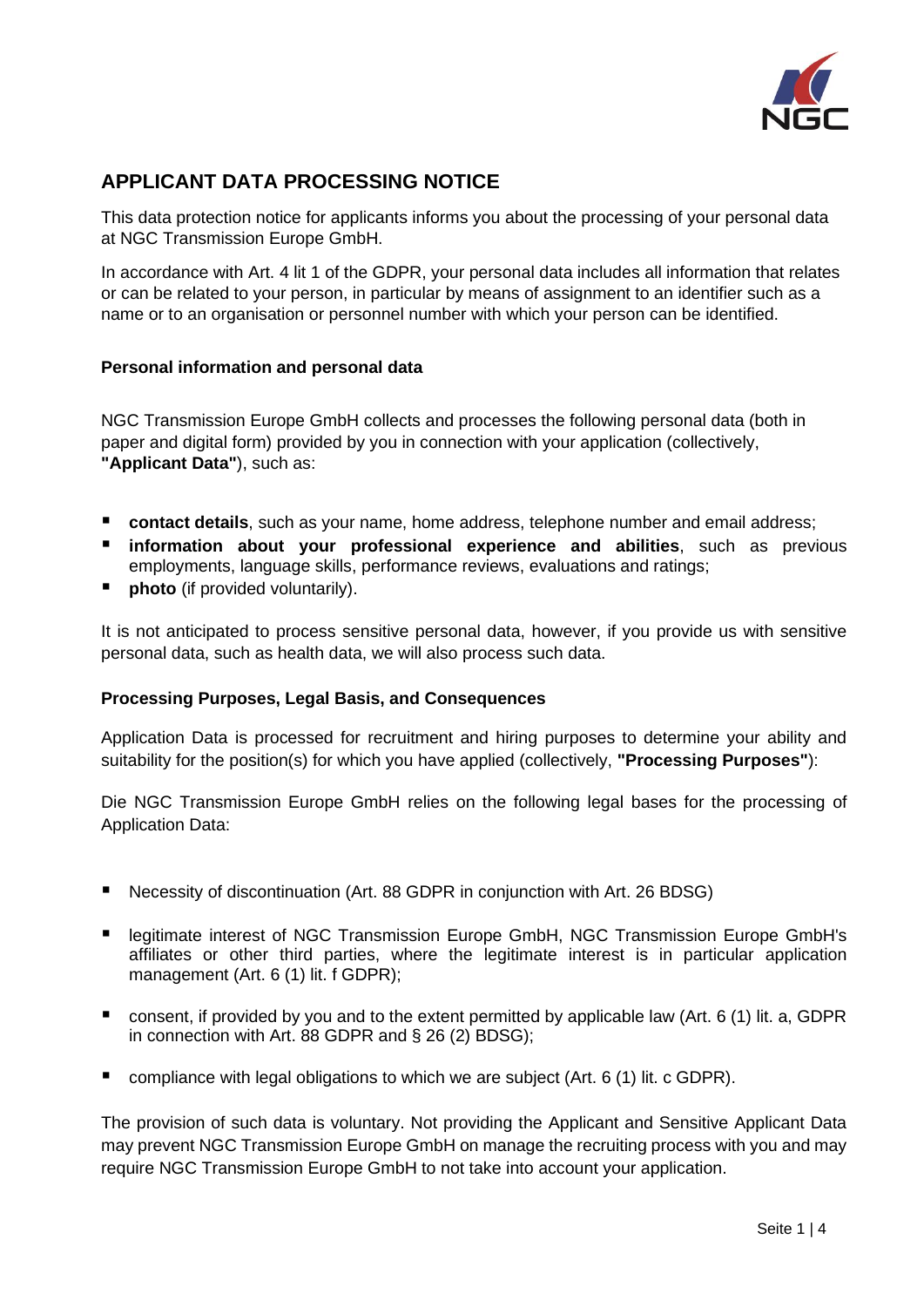# APPLICANT DATA PROCESSING NOTICE

This data protection notice for applicants informs you about the processing of your personal data at NGC Transmission Europe GmbH.

In accordance with Art. 4 lit 1 of the GDPR, your personal data includes all information that relates or can be related to your person, in particular by means of assignment to an identifier such as a name or to an organisation or personnel number with which your person can be identified.

### Personal information and personal data

NGC Transmission Europe GmbH collects and processes the following personal data (both in paper and digital form) provided by you in connection with your application (collectively, **"Applicant Data"**), such as:

- **contact details**, such as your name, home address, telephone number and email address;
- **information about your professional experience and abilities**, such as previous employments, language skills, performance reviews, evaluations and ratings;
- **photo** (if provided voluntarily).

It is not anticipated to process sensitive personal data, however, if you provide us with sensitive personal data, such as health data, we will also process such data.

### Processing Purposes, Legal Basis, and Consequences

Application Data is processed for recruitment and hiring purposes to determine your ability and suitability for the position(s) for which you have applied (collectively, **"Processing Purposes"**):

Die NGC Transmission Europe GmbH relies on the following legal bases for the processing of Application Data:

- Necessity of discontinuation (Art. 88 GDPR in conjunction with Art. 26 BDSG)
- legitimate interest of NGC Transmission Europe GmbH, NGC Transmission Europe GmbH's affiliates or other third parties, where the legitimate interest is in particular application management (Art. 6 (1) lit. f GDPR);
- consent, if provided by you and to the extent permitted by applicable law (Art. 6 (1) lit. a, GDPR in connection with Art. 88 GDPR and § 26 (2) BDSG);
- compliance with legal obligations to which we are subject (Art. 6 (1) lit. c GDPR).

The provision of such data is voluntary. Not providing the Applicant and Sensitive Applicant Data may prevent NGC Transmission Europe GmbH on manage the recruiting process with you and may require NGC Transmission Europe GmbH to not take into account your application.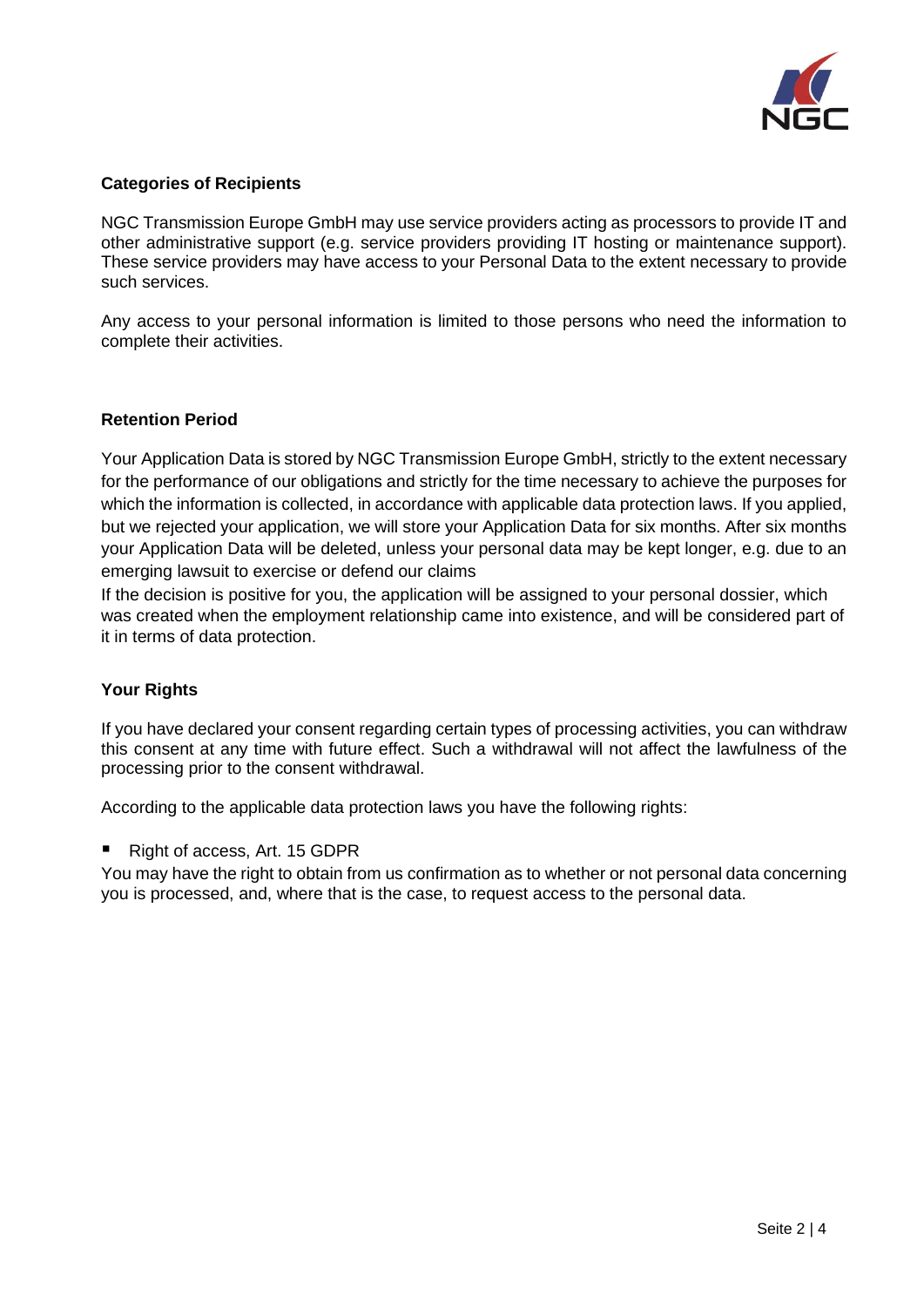**Categories of Recipients**

NGC Transmission Europe GmbH may use service providers acting as processors to provide IT and other administrative support (e.g. service providers providing IT hosting or maintenance support). These service providers may have access to your Personal Data to the extent necessary to provide such services.

Any access to your personal information is limited to those persons who need the information to complete their activities.

**Retention Period**

Your Application Data is stored by NGC Transmission Europe GmbH, strictly to the extent necessary for the performance of our obligations and strictly for the time necessary to achieve the purposes for which the information is collected, in accordance with applicable data protection laws. If you applied, but we rejected your application, we will store your Application Data for six months. After six months your Application Data will be deleted, unless your personal data may be kept longer, e.g. due to an emerging lawsuit to exercise or defend our claims

If the decision is positive for you, the application will be assigned to your personal dossier, which was created when the employment relationship came into existence, and will be considered part of it in terms of data protection.

**Your Rights**

If you have declared your consent regarding certain types of processing activities, you can withdraw this consent at any time with future effect. Such a withdrawal will not affect the lawfulness of the processing prior to the consent withdrawal.

According to the applicable data protection laws you have the following rights:

- Right of access, Art. 15 GDPR

You may have the right to obtain from us confirmation as to whether or not personal data concerning you is processed, and, where that is the case, to request access to the personal data.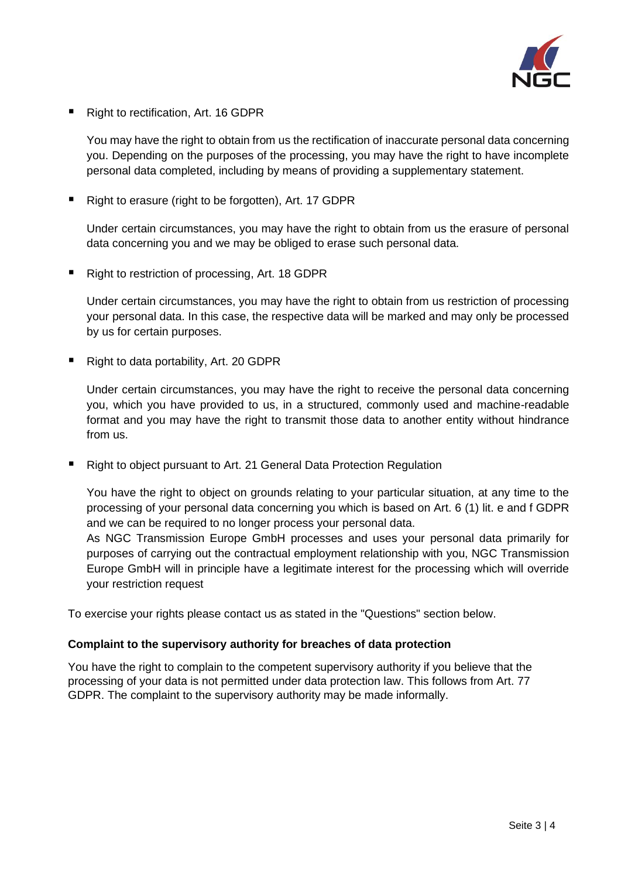- Right to rectification, Art. 16 GDPR

  You may have the right to obtain from us the rectification of inaccurate personal data concerning you. Depending on the purposes of the processing, you may have the right to have incomplete personal data completed, including by means of providing a supplementary statement.

- Right to erasure (right to be forgotten), Art. 17 GDPR

  Under certain circumstances, you may have the right to obtain from us the erasure of personal data concerning you and we may be obliged to erase such personal data.

- Right to restriction of processing, Art. 18 GDPR

  Under certain circumstances, you may have the right to obtain from us restriction of processing your personal data. In this case, the respective data will be marked and may only be processed by us for certain purposes.

- Right to data portability, Art. 20 GDPR

  Under certain circumstances, you may have the right to receive the personal data concerning you, which you have provided to us, in a structured, commonly used and machine-readable format and you may have the right to transmit those data to another entity without hindrance from us.

- Right to object pursuant to Art. 21 General Data Protection Regulation

  You have the right to object on grounds relating to your particular situation, at any time to the processing of your personal data concerning you which is based on Art. 6 (1) lit. e and f GDPR and we can be required to no longer process your personal data.
  As NGC Transmission Europe GmbH processes and uses your personal data primarily for purposes of carrying out the contractual employment relationship with you, NGC Transmission Europe GmbH will in principle have a legitimate interest for the processing which will override your restriction request

To exercise your rights please contact us as stated in the "Questions" section below.

**Complaint to the supervisory authority for breaches of data protection**

You have the right to complain to the competent supervisory authority if you believe that the processing of your data is not permitted under data protection law. This follows from Art. 77 GDPR. The complaint to the supervisory authority may be made informally.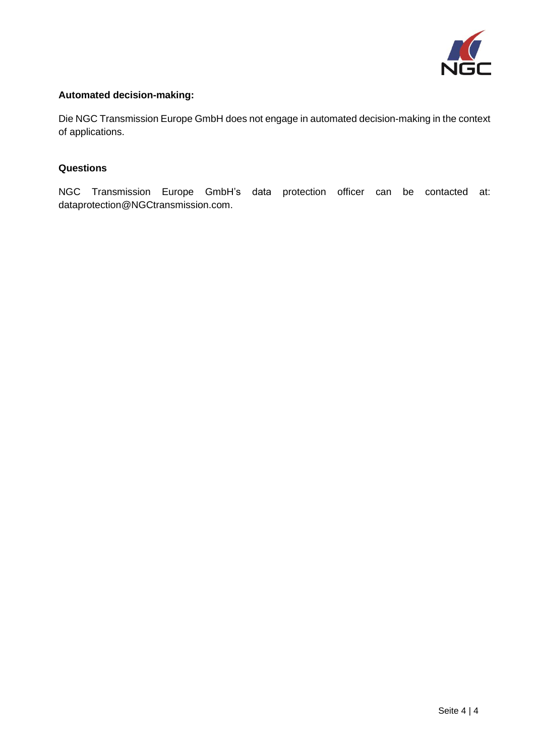**Automated decision-making:**

Die NGC Transmission Europe GmbH does not engage in automated decision-making in the context of applications.

**Questions**

NGC Transmission Europe GmbH's data protection officer can be contacted at: dataprotection@NGCtransmission.com.